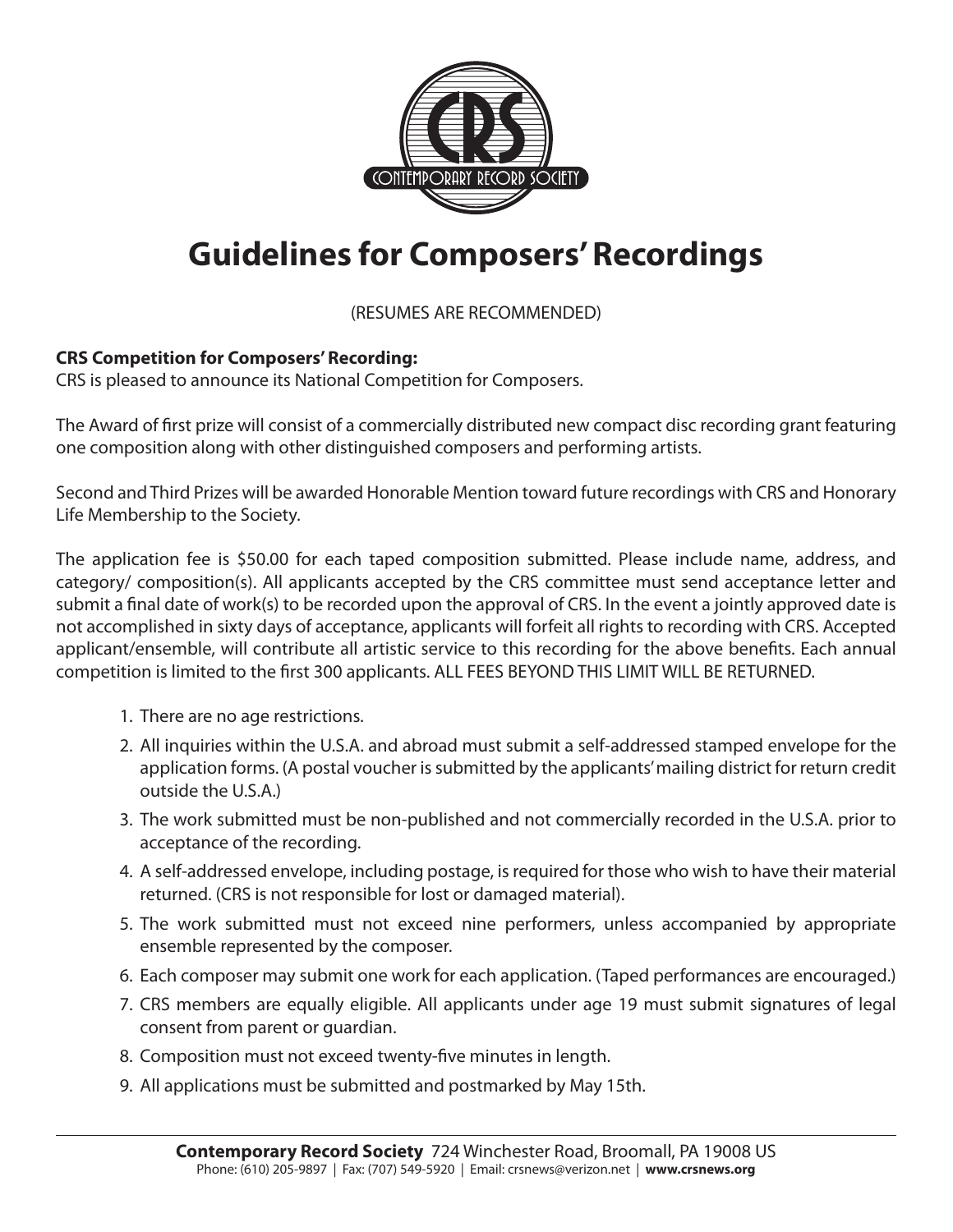# Guidelines for Composers' Recordings

(RESUMES ARE RECOMMENDED)

**CRS Competition for Composers' Recording:**
CRS is pleased to announce its National Competition for Composers.

The Award of first prize will consist of a commercially distributed new compact disc recording grant featuring one composition along with other distinguished composers and performing artists.

Second and Third Prizes will be awarded Honorable Mention toward future recordings with CRS and Honorary Life Membership to the Society.

The application fee is $50.00 for each taped composition submitted. Please include name, address, and category/ composition(s). All applicants accepted by the CRS committee must send acceptance letter and submit a final date of work(s) to be recorded upon the approval of CRS. In the event a jointly approved date is not accomplished in sixty days of acceptance, applicants will forfeit all rights to recording with CRS. Accepted applicant/ensemble, will contribute all artistic service to this recording for the above benefits. Each annual competition is limited to the first 300 applicants. ALL FEES BEYOND THIS LIMIT WILL BE RETURNED.

1. There are no age restrictions.
2. All inquiries within the U.S.A. and abroad must submit a self-addressed stamped envelope for the application forms. (A postal voucher is submitted by the applicants' mailing district for return credit outside the U.S.A.)
3. The work submitted must be non-published and not commercially recorded in the U.S.A. prior to acceptance of the recording.
4. A self-addressed envelope, including postage, is required for those who wish to have their material returned. (CRS is not responsible for lost or damaged material).
5. The work submitted must not exceed nine performers, unless accompanied by appropriate ensemble represented by the composer.
6. Each composer may submit one work for each application. (Taped performances are encouraged.)
7. CRS members are equally eligible. All applicants under age 19 must submit signatures of legal consent from parent or guardian.
8. Composition must not exceed twenty-five minutes in length.
9. All applications must be submitted and postmarked by May 15th.

**Contemporary Record Society** 724 Winchester Road, Broomall, PA 19008 US
Phone: (610) 205-9897 | Fax: (707) 549-5920 | Email: crsnews@verizon.net | **www.crsnews.org**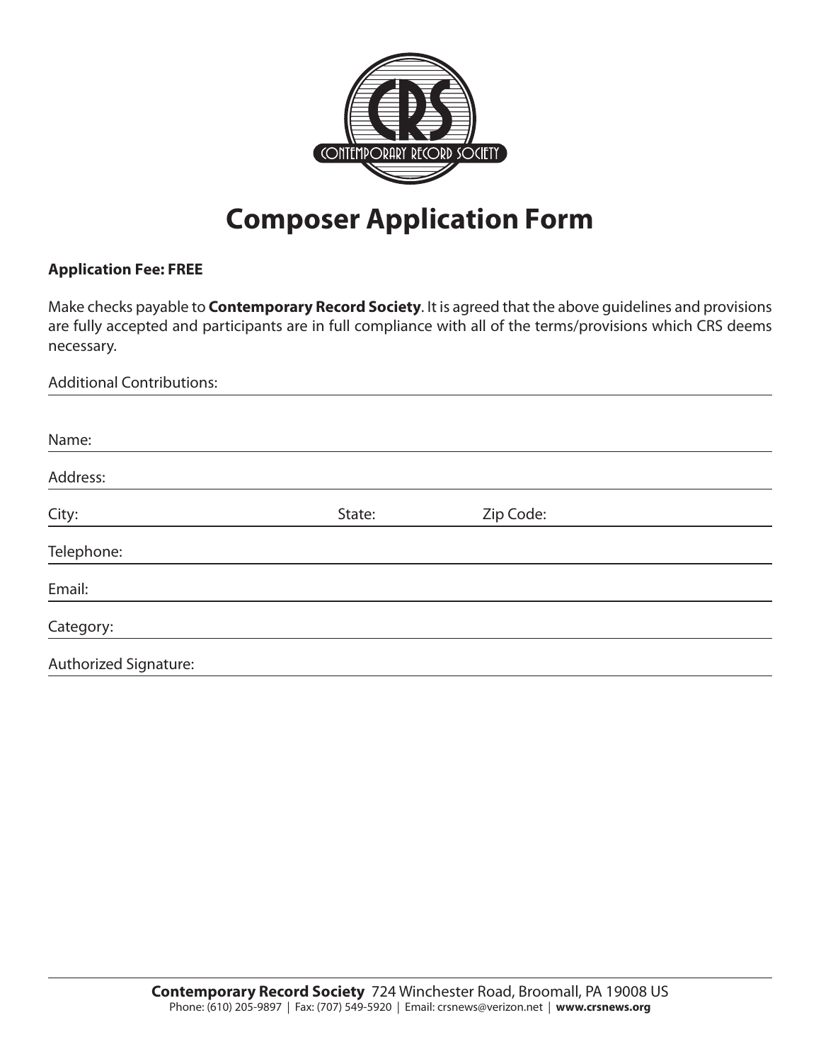# Composer Application Form

**Application Fee: FREE**

Make checks payable to **Contemporary Record Society**. It is agreed that the above guidelines and provisions are fully accepted and participants are in full compliance with all of the terms/provisions which CRS deems necessary.

Additional Contributions: ______________________________

Name: ______________________________

Address: ______________________________

City: ______________ State: ______________ Zip Code: ______________

Telephone: ______________________________

Email: ______________________________

Category: ______________________________

Authorized Signature: ______________________________

**Contemporary Record Society** 724 Winchester Road, Broomall, PA 19008 US
Phone: (610) 205-9897 | Fax: (707) 549-5920 | Email: crsnews@verizon.net | **www.crsnews.org**